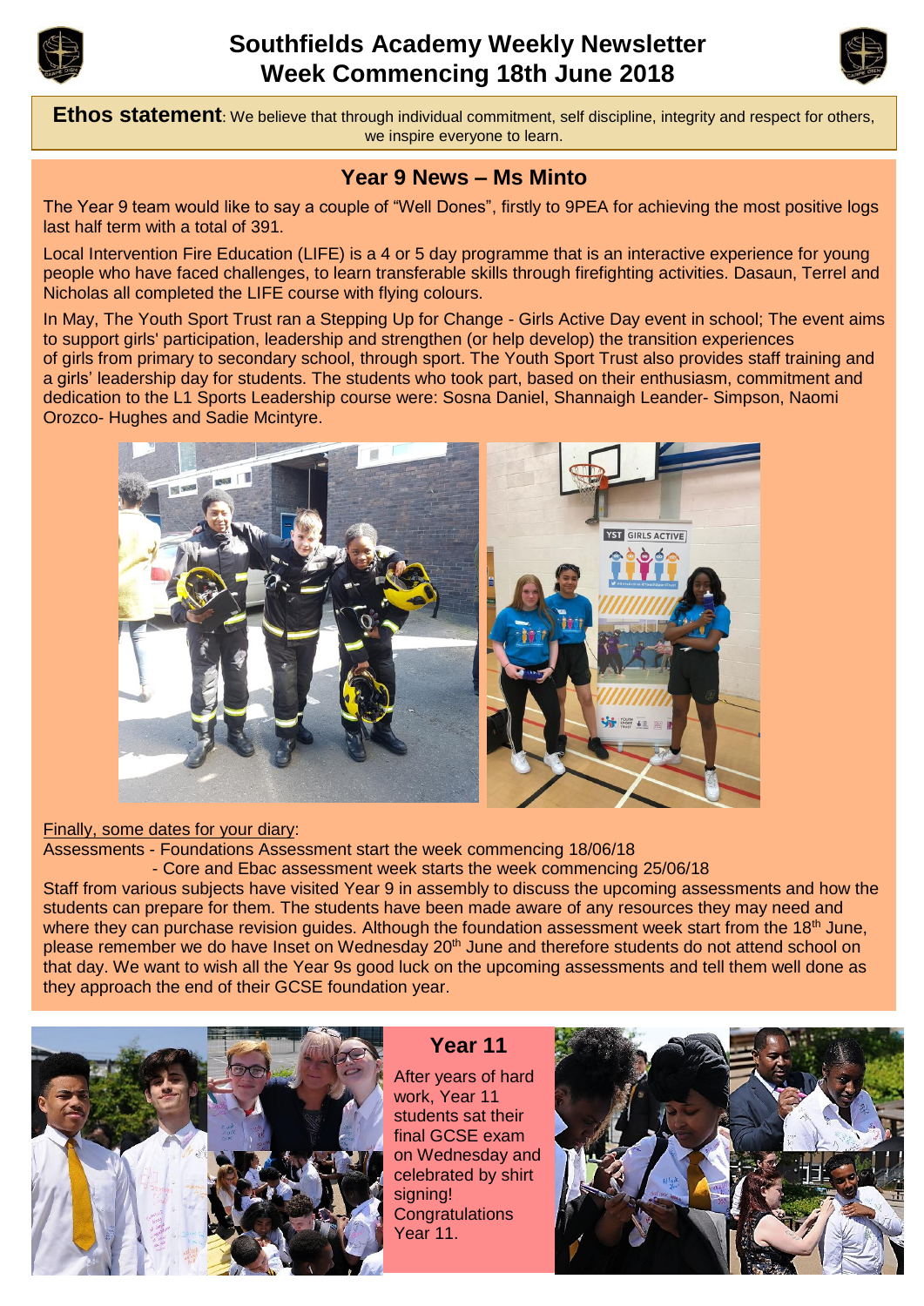# Southfields Academy Weekly Newsletter
# Week Commencing 18th June 2018

**Ethos statement**: We believe that through individual commitment, self discipline, integrity and respect for others, we inspire everyone to learn.

## Year 9 News – Ms Minto

The Year 9 team would like to say a couple of "Well Dones", firstly to 9PEA for achieving the most positive logs last half term with a total of 391.

Local Intervention Fire Education (LIFE) is a 4 or 5 day programme that is an interactive experience for young people who have faced challenges, to learn transferable skills through firefighting activities. Dasaun, Terrel and Nicholas all completed the LIFE course with flying colours.

In May, The Youth Sport Trust ran a Stepping Up for Change - Girls Active Day event in school; The event aims to support girls' participation, leadership and strengthen (or help develop) the transition experiences of girls from primary to secondary school, through sport. The Youth Sport Trust also provides staff training and a girls' leadership day for students. The students who took part, based on their enthusiasm, commitment and dedication to the L1 Sports Leadership course were: Sosna Daniel, Shannaigh Leander- Simpson, Naomi Orozco- Hughes and Sadie Mcintyre.

Finally, some dates for your diary:

Assessments - Foundations Assessment start the week commencing 18/06/18

- Core and Ebac assessment week starts the week commencing 25/06/18

Staff from various subjects have visited Year 9 in assembly to discuss the upcoming assessments and how the students can prepare for them. The students have been made aware of any resources they may need and where they can purchase revision guides. Although the foundation assessment week start from the 18th June, please remember we do have Inset on Wednesday 20th June and therefore students do not attend school on that day. We want to wish all the Year 9s good luck on the upcoming assessments and tell them well done as they approach the end of their GCSE foundation year.

## Year 11

After years of hard work, Year 11 students sat their final GCSE exam on Wednesday and celebrated by shirt signing! Congratulations Year 11.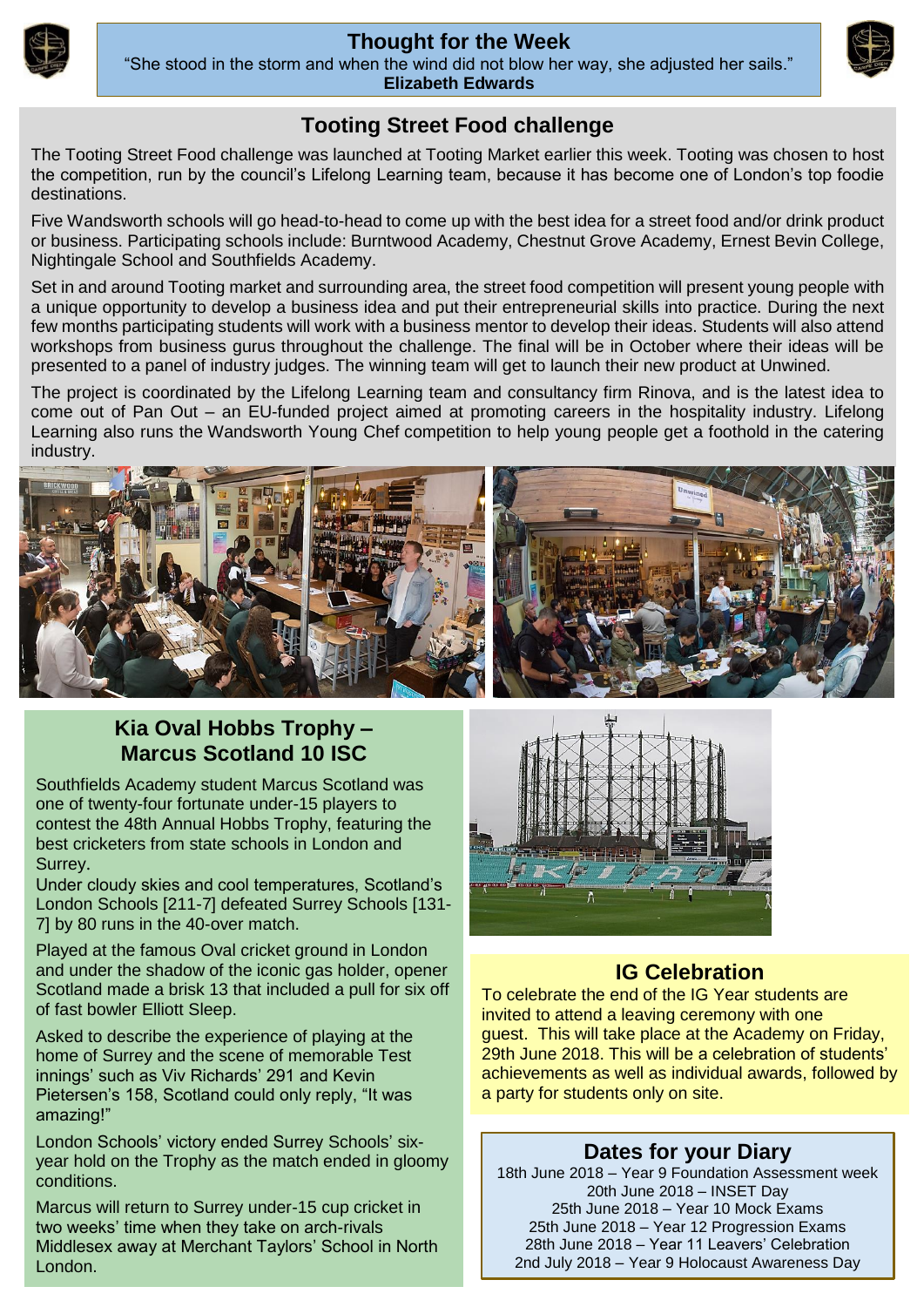## Thought for the Week

"She stood in the storm and when the wind did not blow her way, she adjusted her sails."
**Elizabeth Edwards**

## Tooting Street Food challenge

The Tooting Street Food challenge was launched at Tooting Market earlier this week. Tooting was chosen to host the competition, run by the council's Lifelong Learning team, because it has become one of London's top foodie destinations.

Five Wandsworth schools will go head-to-head to come up with the best idea for a street food and/or drink product or business. Participating schools include: Burntwood Academy, Chestnut Grove Academy, Ernest Bevin College, Nightingale School and Southfields Academy.

Set in and around Tooting market and surrounding area, the street food competition will present young people with a unique opportunity to develop a business idea and put their entrepreneurial skills into practice. During the next few months participating students will work with a business mentor to develop their ideas. Students will also attend workshops from business gurus throughout the challenge. The final will be in October where their ideas will be presented to a panel of industry judges. The winning team will get to launch their new product at Unwined.

The project is coordinated by the Lifelong Learning team and consultancy firm Rinova, and is the latest idea to come out of Pan Out – an EU-funded project aimed at promoting careers in the hospitality industry. Lifelong Learning also runs the Wandsworth Young Chef competition to help young people get a foothold in the catering industry.

## Kia Oval Hobbs Trophy – Marcus Scotland 10 ISC

Southfields Academy student Marcus Scotland was one of twenty-four fortunate under-15 players to contest the 48th Annual Hobbs Trophy, featuring the best cricketers from state schools in London and Surrey.

Under cloudy skies and cool temperatures, Scotland's London Schools [211-7] defeated Surrey Schools [131-7] by 80 runs in the 40-over match.

Played at the famous Oval cricket ground in London and under the shadow of the iconic gas holder, opener Scotland made a brisk 13 that included a pull for six off of fast bowler Elliott Sleep.

Asked to describe the experience of playing at the home of Surrey and the scene of memorable Test innings' such as Viv Richards' 291 and Kevin Pietersen's 158, Scotland could only reply, "It was amazing!"

London Schools' victory ended Surrey Schools' six-year hold on the Trophy as the match ended in gloomy conditions.

Marcus will return to Surrey under-15 cup cricket in two weeks' time when they take on arch-rivals Middlesex away at Merchant Taylors' School in North London.

## IG Celebration

To celebrate the end of the IG Year students are invited to attend a leaving ceremony with one guest. This will take place at the Academy on Friday, 29th June 2018. This will be a celebration of students' achievements as well as individual awards, followed by a party for students only on site.

## Dates for your Diary

18th June 2018 – Year 9 Foundation Assessment week
20th June 2018 – INSET Day
25th June 2018 – Year 10 Mock Exams
25th June 2018 – Year 12 Progression Exams
28th June 2018 – Year 11 Leavers' Celebration
2nd July 2018 – Year 9 Holocaust Awareness Day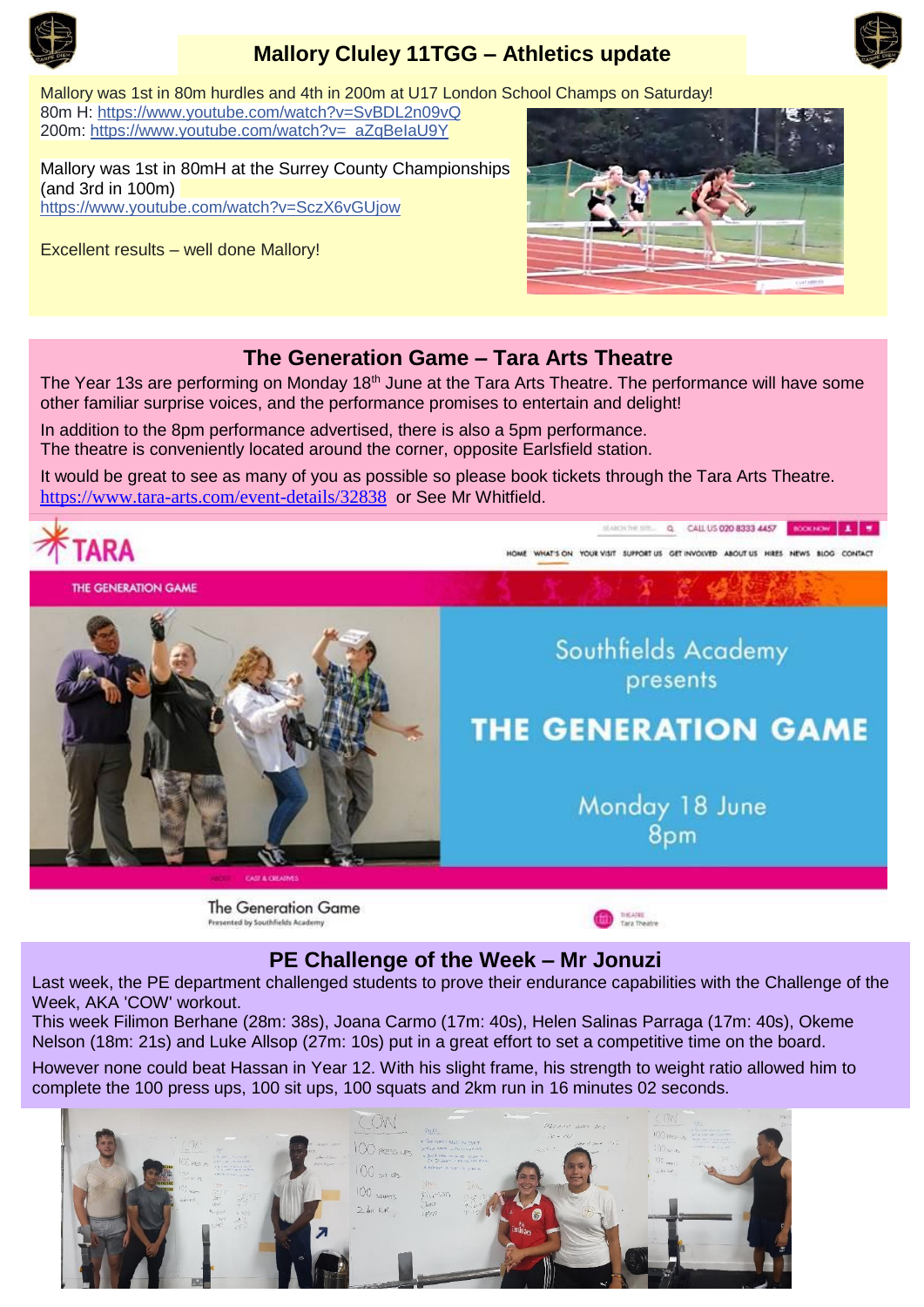## Mallory Cluley 11TGG – Athletics update

Mallory was 1st in 80m hurdles and 4th in 200m at U17 London School Champs on Saturday!
80m H: https://www.youtube.com/watch?v=SvBDL2n09vQ
200m: https://www.youtube.com/watch?v=_aZqBeIaU9Y

Mallory was 1st in 80mH at the Surrey County Championships (and 3rd in 100m)
https://www.youtube.com/watch?v=SczX6vGUjow

Excellent results – well done Mallory!

## The Generation Game – Tara Arts Theatre

The Year 13s are performing on Monday 18th June at the Tara Arts Theatre. The performance will have some other familiar surprise voices, and the performance promises to entertain and delight!

In addition to the 8pm performance advertised, there is also a 5pm performance.
The theatre is conveniently located around the corner, opposite Earlsfield station.

It would be great to see as many of you as possible so please book tickets through the Tara Arts Theatre. https://www.tara-arts.com/event-details/32838 or See Mr Whitfield.

Southfields Academy presents

THE GENERATION GAME

Monday 18 June 8pm

## PE Challenge of the Week – Mr Jonuzi

Last week, the PE department challenged students to prove their endurance capabilities with the Challenge of the Week, AKA 'COW' workout.
This week Filimon Berhane (28m: 38s), Joana Carmo (17m: 40s), Helen Salinas Parraga (17m: 40s), Okeme Nelson (18m: 21s) and Luke Allsop (27m: 10s) put in a great effort to set a competitive time on the board.

However none could beat Hassan in Year 12. With his slight frame, his strength to weight ratio allowed him to complete the 100 press ups, 100 sit ups, 100 squats and 2km run in 16 minutes 02 seconds.